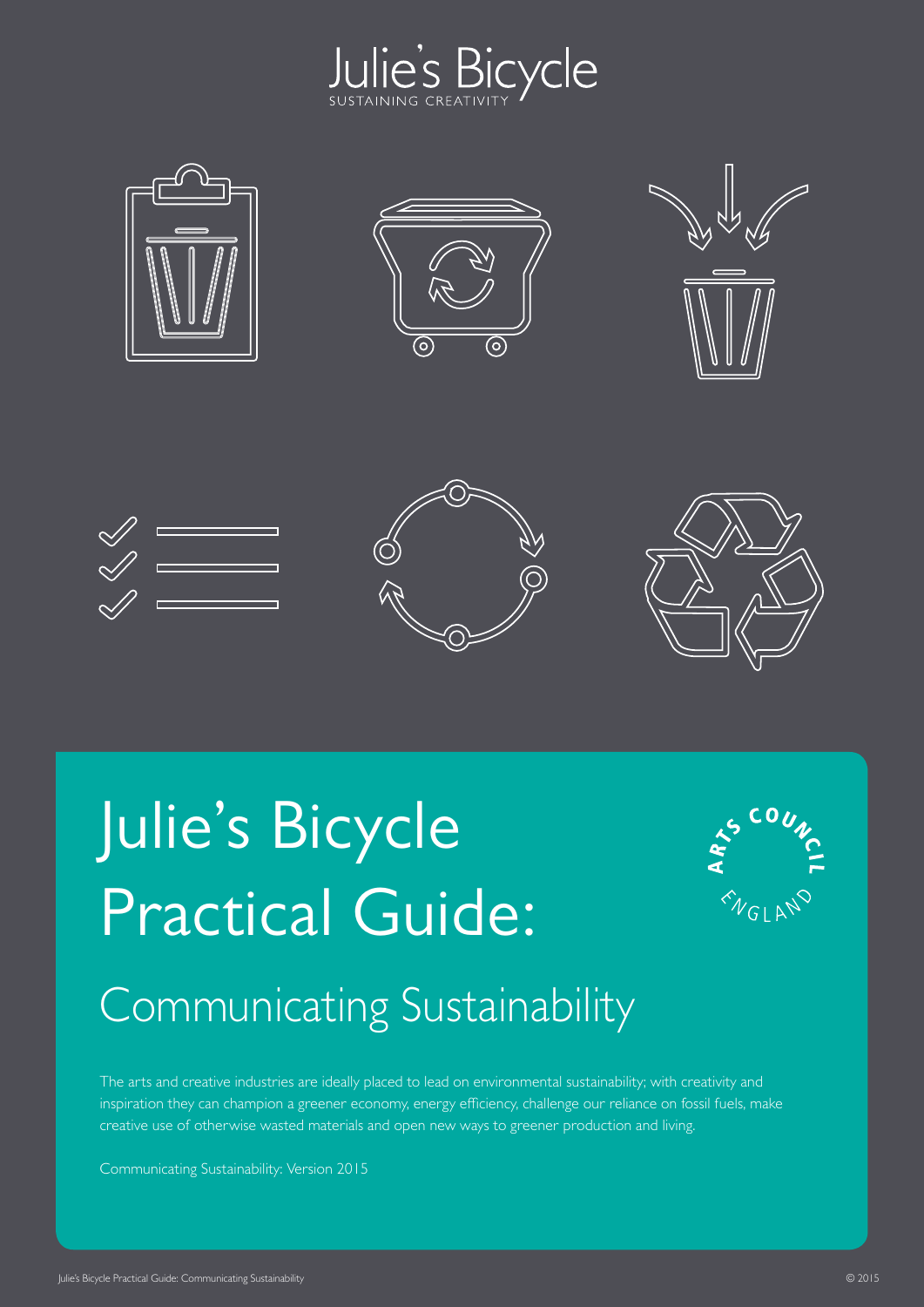Julie's Bicycle
SUSTAINING CREATIVITY

# Julie's Bicycle Practical Guide:

## Communicating Sustainability

ARTS COUNCIL ENGLAND

The arts and creative industries are ideally placed to lead on environmental sustainability; with creativity and inspiration they can champion a greener economy, energy efficiency, challenge our reliance on fossil fuels, make creative use of otherwise wasted materials and open new ways to greener production and living.

Communicating Sustainability: Version 2015

© 2015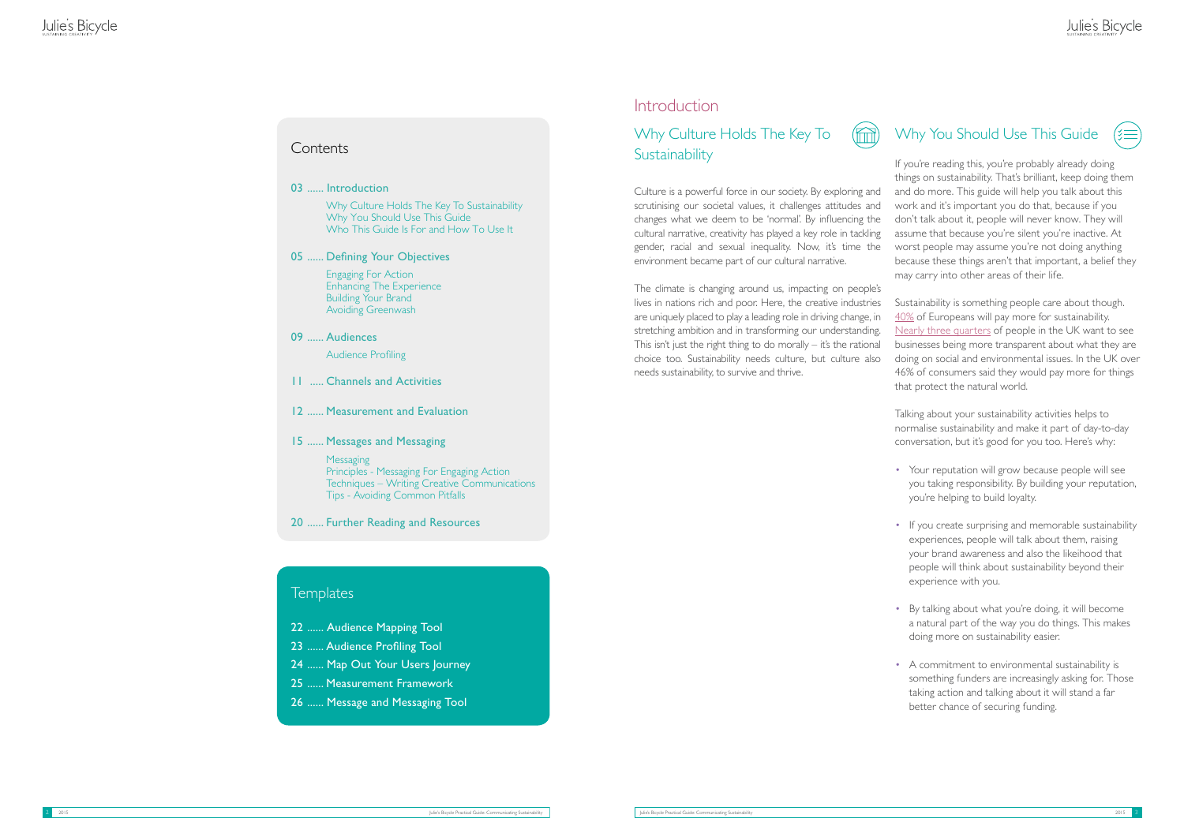## Contents

03 ...... Introduction

- Why Culture Holds The Key To Sustainability
- Why You Should Use This Guide
- Who This Guide Is For and How To Use It

05 ...... Defining Your Objectives

- Engaging For Action
- Enhancing The Experience
- Building Your Brand
- Avoiding Greenwash

09 ...... Audiences

- Audience Profiling

11 ..... Channels and Activities

12 ...... Measurement and Evaluation

15 ...... Messages and Messaging

- Messaging
- Principles - Messaging For Engaging Action
- Techniques – Writing Creative Communications
- Tips - Avoiding Common Pitfalls

20 ...... Further Reading and Resources

## Templates

22 ...... Audience Mapping Tool

23 ...... Audience Profiling Tool

24 ...... Map Out Your Users Journey

25 ...... Measurement Framework

26 ...... Message and Messaging Tool

# Introduction

## Why Culture Holds The Key To Sustainability

Culture is a powerful force in our society. By exploring and scrutinising our societal values, it challenges attitudes and changes what we deem to be 'normal'. By influencing the cultural narrative, creativity has played a key role in tackling gender, racial and sexual inequality. Now, it's time the environment became part of our cultural narrative.

The climate is changing around us, impacting on people's lives in nations rich and poor. Here, the creative industries are uniquely placed to play a leading role in driving change, in stretching ambition and in transforming our understanding. This isn't just the right thing to do morally – it's the rational choice too. Sustainability needs culture, but culture also needs sustainability, to survive and thrive.

## Why You Should Use This Guide

If you're reading this, you're probably already doing things on sustainability. That's brilliant, keep doing them and do more. This guide will help you talk about this work and it's important you do that, because if you don't talk about it, people will never know. They will assume that because you're silent you're inactive. At worst people may assume you're not doing anything because these things aren't that important, a belief they may carry into other areas of their life.

Sustainability is something people care about though. 40% of Europeans will pay more for sustainability. Nearly three quarters of people in the UK want to see businesses being more transparent about what they are doing on social and environmental issues. In the UK over 46% of consumers said they would pay more for things that protect the natural world.

Talking about your sustainability activities helps to normalise sustainability and make it part of day-to-day conversation, but it's good for you too. Here's why:

- Your reputation will grow because people will see you taking responsibility. By building your reputation, you're helping to build loyalty.
- If you create surprising and memorable sustainability experiences, people will talk about them, raising your brand awareness and also the likeihood that people will think about sustainability beyond their experience with you.
- By talking about what you're doing, it will become a natural part of the way you do things. This makes doing more on sustainability easier.
- A commitment to environmental sustainability is something funders are increasingly asking for. Those taking action and talking about it will stand a far better chance of securing funding.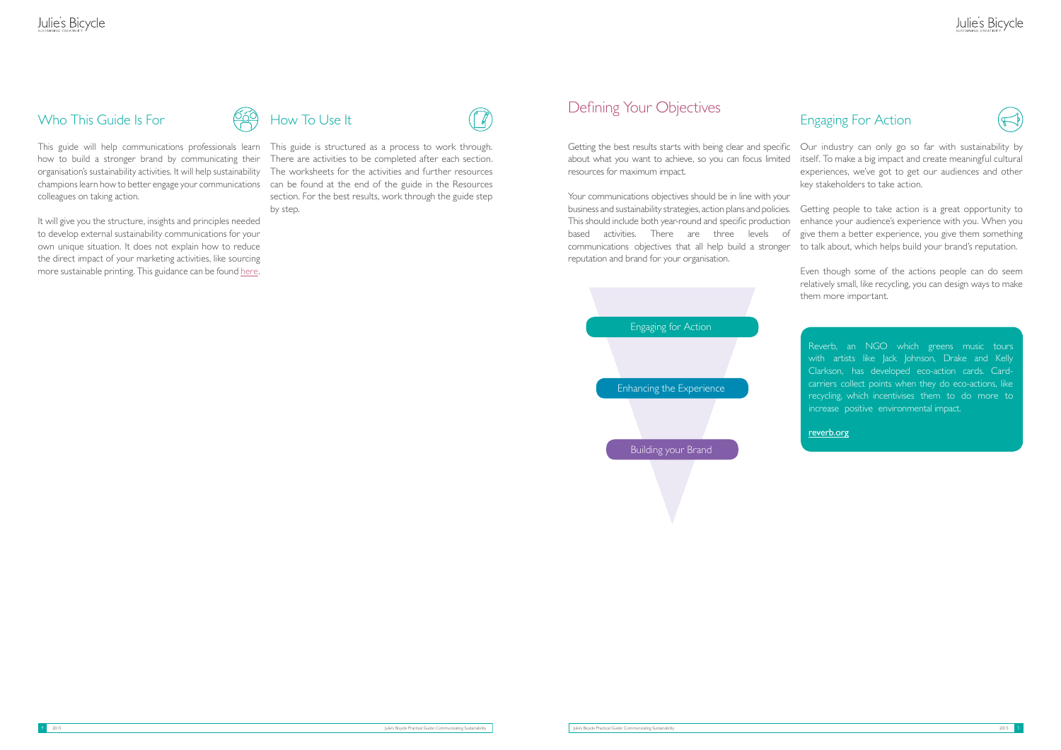## Who This Guide Is For

This guide will help communications professionals learn how to build a stronger brand by communicating their organisation's sustainability activities. It will help sustainability champions learn how to better engage your communications colleagues on taking action.

It will give you the structure, insights and principles needed to develop external sustainability communications for your own unique situation. It does not explain how to reduce the direct impact of your marketing activities, like sourcing more sustainable printing. This guidance can be found here.

## How To Use It

This guide is structured as a process to work through. There are activities to be completed after each section. The worksheets for the activities and further resources can be found at the end of the guide in the Resources section. For the best results, work through the guide step by step.

# Defining Your Objectives

Getting the best results starts with being clear and specific about what you want to achieve, so you can focus limited resources for maximum impact.

Your communications objectives should be in line with your business and sustainability strategies, action plans and policies. This should include both year-round and specific production based activities. There are three levels of communications objectives that all help build a stronger reputation and brand for your organisation.

- Engaging for Action
- Enhancing the Experience
- Building your Brand

## Engaging For Action

Our industry can only go so far with sustainability by itself. To make a big impact and create meaningful cultural experiences, we've got to get our audiences and other key stakeholders to take action.

Getting people to take action is a great opportunity to enhance your audience's experience with you. When you give them a better experience, you give them something to talk about, which helps build your brand's reputation.

Even though some of the actions people can do seem relatively small, like recycling, you can design ways to make them more important.

> Reverb, an NGO which greens music tours with artists like Jack Johnson, Drake and Kelly Clarkson, has developed eco-action cards. Card-carriers collect points when they do eco-actions, like recycling, which incentivises them to do more to increase positive environmental impact.
>
> reverb.org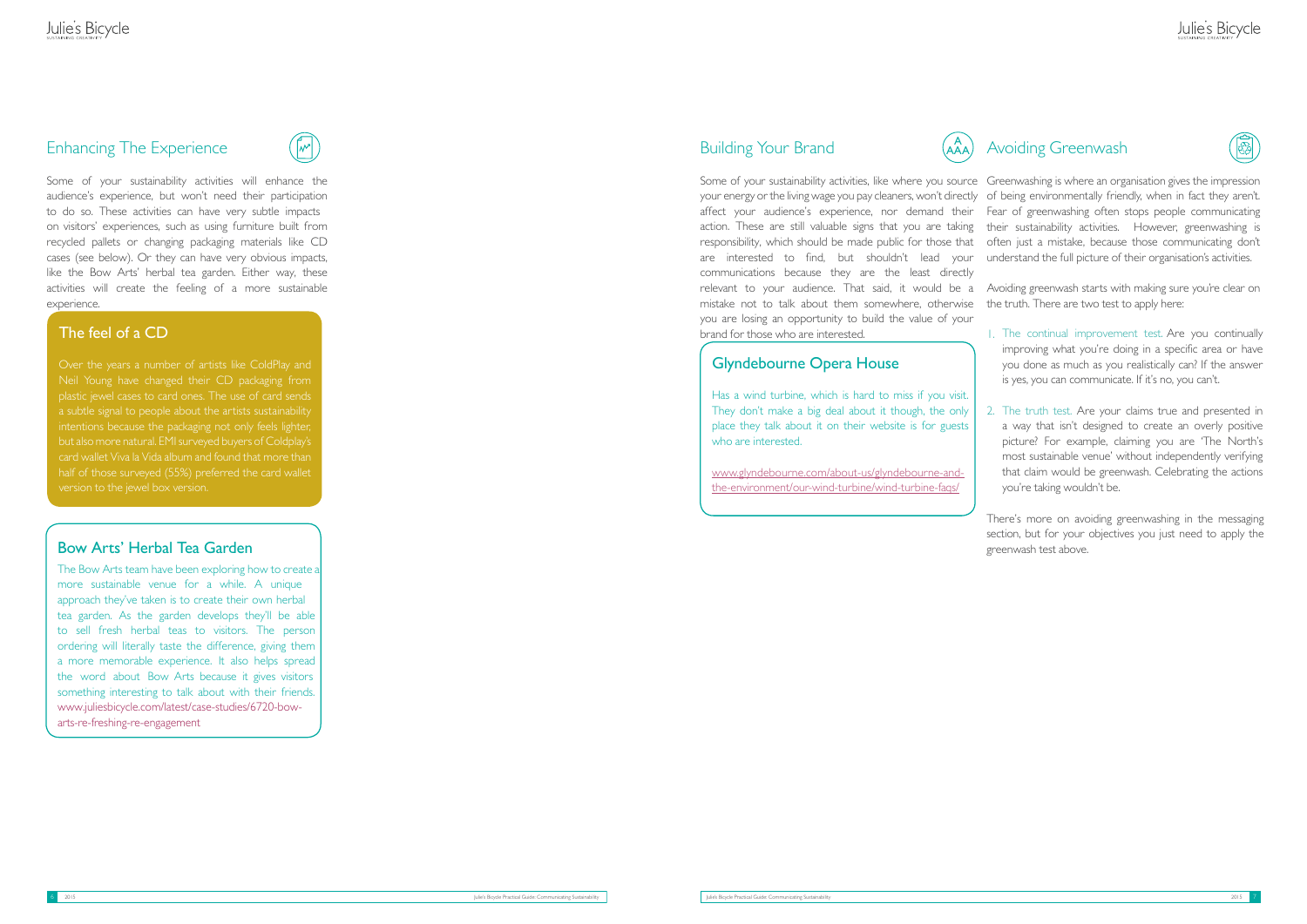## Enhancing The Experience

Some of your sustainability activities will enhance the audience's experience, but won't need their participation to do so. These activities can have very subtle impacts on visitors' experiences, such as using furniture built from recycled pallets or changing packaging materials like CD cases (see below). Or they can have very obvious impacts, like the Bow Arts' herbal tea garden. Either way, these activities will create the feeling of a more sustainable experience.

### The feel of a CD

Over the years a number of artists like ColdPlay and Neil Young have changed their CD packaging from plastic jewel cases to card ones. The use of card sends a subtle signal to people about the artists sustainability intentions because the packaging not only feels lighter, but also more natural. EMI surveyed buyers of Coldplay's card wallet Viva la Vida album and found that more than half of those surveyed (55%) preferred the card wallet version to the jewel box version.

### Bow Arts' Herbal Tea Garden

The Bow Arts team have been exploring how to create a more sustainable venue for a while. A unique approach they've taken is to create their own herbal tea garden. As the garden develops they'll be able to sell fresh herbal teas to visitors. The person ordering will literally taste the difference, giving them a more memorable experience. It also helps spread the word about Bow Arts because it gives visitors something interesting to talk about with their friends. www.juliesbicycle.com/latest/case-studies/6720-bow-arts-re-freshing-re-engagement

## Building Your Brand

Some of your sustainability activities, like where you source your energy or the living wage you pay cleaners, won't directly affect your audience's experience, nor demand their action. These are still valuable signs that you are taking responsibility, which should be made public for those that are interested to find, but shouldn't lead your communications because they are the least directly relevant to your audience. That said, it would be a mistake not to talk about them somewhere, otherwise you are losing an opportunity to build the value of your brand for those who are interested.

### Glyndebourne Opera House

Has a wind turbine, which is hard to miss if you visit. They don't make a big deal about it though, the only place they talk about it on their website is for guests who are interested.

www.glyndebourne.com/about-us/glyndebourne-and-the-environment/our-wind-turbine/wind-turbine-faqs/

## Avoiding Greenwash

Greenwashing is where an organisation gives the impression of being environmentally friendly, when in fact they aren't. Fear of greenwashing often stops people communicating their sustainability activities. However, greenwashing is often just a mistake, because those communicating don't understand the full picture of their organisation's activities.

Avoiding greenwash starts with making sure you're clear on the truth. There are two test to apply here:

1. The continual improvement test. Are you continually improving what you're doing in a specific area or have you done as much as you realistically can? If the answer is yes, you can communicate. If it's no, you can't.
2. The truth test. Are your claims true and presented in a way that isn't designed to create an overly positive picture? For example, claiming you are 'The North's most sustainable venue' without independently verifying that claim would be greenwash. Celebrating the actions you're taking wouldn't be.

There's more on avoiding greenwashing in the messaging section, but for your objectives you just need to apply the greenwash test above.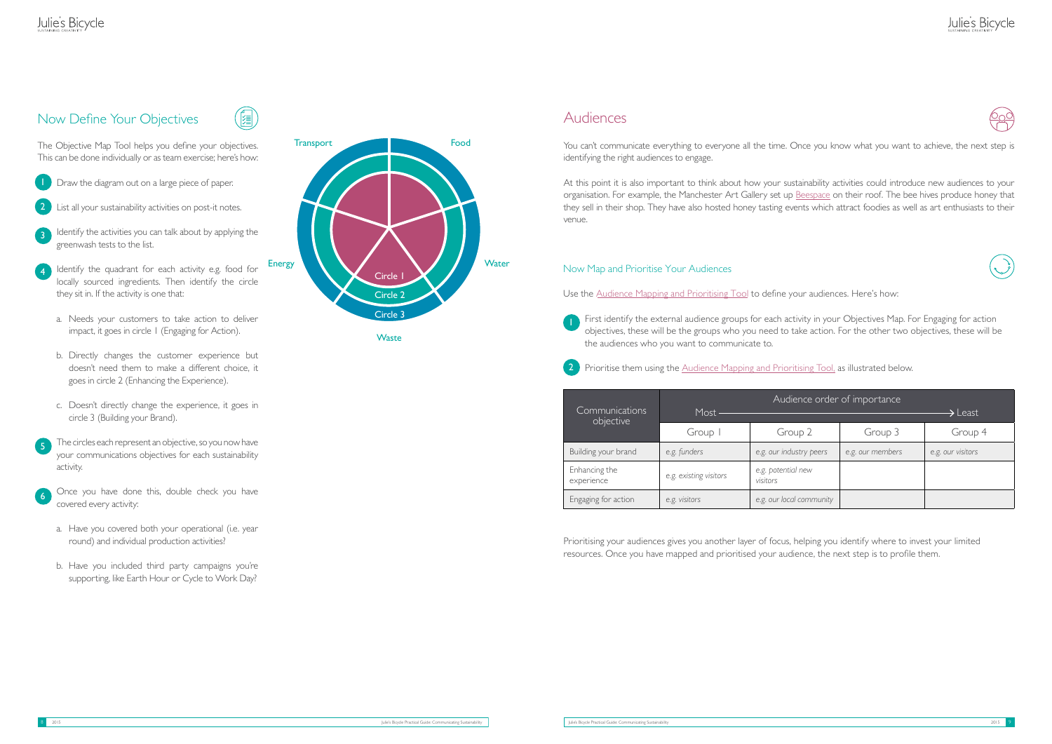## Now Define Your Objectives

The Objective Map Tool helps you define your objectives. This can be done individually or as team exercise; here's how:

1. Draw the diagram out on a large piece of paper.
2. List all your sustainability activities on post-it notes.
3. Identify the activities you can talk about by applying the greenwash tests to the list.
4. Identify the quadrant for each activity e.g. food for locally sourced ingredients. Then identify the circle they sit in. If the activity is one that:
   a. Needs your customers to take action to deliver impact, it goes in circle 1 (Engaging for Action).
   b. Directly changes the customer experience but doesn't need them to make a different choice, it goes in circle 2 (Enhancing the Experience).
   c. Doesn't directly change the experience, it goes in circle 3 (Building your Brand).
5. The circles each represent an objective, so you now have your communications objectives for each sustainability activity.
6. Once you have done this, double check you have covered every activity:
   a. Have you covered both your operational (i.e. year round) and individual production activities?
   b. Have you included third party campaigns you're supporting, like Earth Hour or Cycle to Work Day?

Transport, Food, Energy, Water, Waste

Circle 1, Circle 2, Circle 3

## Audiences

You can't communicate everything to everyone all the time. Once you know what you want to achieve, the next step is identifying the right audiences to engage.

At this point it is also important to think about how your sustainability activities could introduce new audiences to your organisation. For example, the Manchester Art Gallery set up Beespace on their roof. The bee hives produce honey that they sell in their shop. They have also hosted honey tasting events which attract foodies as well as art enthusiasts to their venue.

### Now Map and Prioritise Your Audiences

Use the Audience Mapping and Prioritising Tool to define your audiences. Here's how:

1. First identify the external audience groups for each activity in your Objectives Map. For Engaging for action objectives, these will be the groups who you need to take action. For the other two objectives, these will be the audiences who you want to communicate to.
2. Prioritise them using the Audience Mapping and Prioritising Tool, as illustrated below.

| Communications objective | Audience order of importance (Most → Least) | | | |
|---|---|---|---|---|
| | Group 1 | Group 2 | Group 3 | Group 4 |
| Building your brand | *e.g. funders* | *e.g. our industry peers* | *e.g. our members* | *e.g. our visitors* |
| Enhancing the experience | *e.g. existing visitors* | *e.g. potential new visitors* | | |
| Engaging for action | *e.g. visitors* | *e.g. our local community* | | |

Prioritising your audiences gives you another layer of focus, helping you identify where to invest your limited resources. Once you have mapped and prioritised your audience, the next step is to profile them.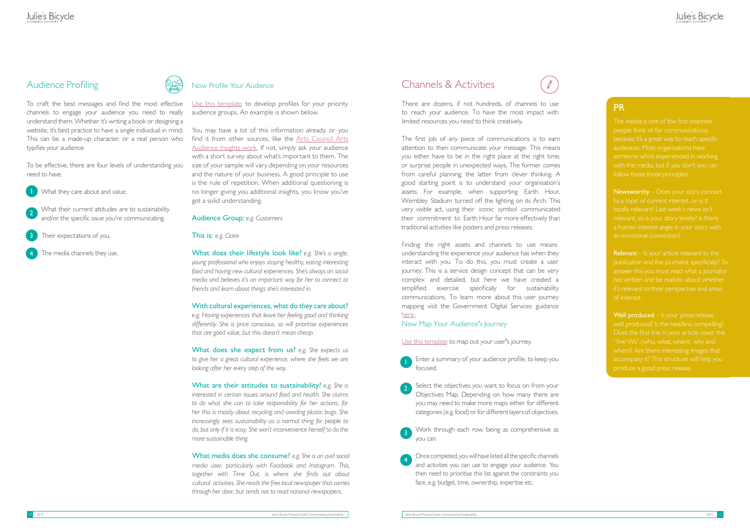## Audience Profiling

To craft the best messages and find the most effective channels to engage your audience you need to really understand them. Whether it's writing a book or designing a website, it's best practice to have a single individual in mind. This can be a made-up character, or a real person who typifies your audience.

To be effective, there are four levels of understanding you need to have:

1. What they care about and value.
2. What their current attitudes are to sustainability and/or the specific issue you're communicating.
3. Their expectations of you.
4. The media channels they use.

### Now Profile Your Audience

Use this template to develop profiles for your priority audience groups. An example is shown below.

You may have a lot of this information already, or you find it from other sources, like the Arts Council Arts Audience Insights work. If not, simply ask your audience with a short survey about what's important to them. The size of your sample will vary depending on your resources and the nature of your business. A good principle to use is the rule of repetition. When additional questioning is no longer giving you additional insights, you know you've got a solid understanding.

**Audience Group:** *e.g. Customers*

**This is:** *e.g. Claire*

**What does their lifestyle look like?** *e.g. She's a single, young professional who enjoys staying healthy, eating interesting food and having new cultural experiences. She's always on social media and believes it's an important way for her to connect to friends and learn about things she's interested in.*

**With cultural experiences, what do they care about?** *e.g. Having experiences that leave her feeling good and thinking differently. She is price conscious, so will prioritise experiences that are good value, but this doesn't mean cheap.*

**What does she expect from us?** *e.g. She expects us to give her a great cultural experience, where she feels we are looking after her every step of the way.*

**What are their attitudes to sustainability?** *e.g. She is interested in certain issues around food and health. She claims to do what she can to take responsibility for her actions, for her this is mostly about recycling and avoiding plastic bags. She increasingly sees sustainability as a normal thing for people to do, but only if it is easy. She won't inconvenience herself to do the more sustainable thing.*

**What media does she consume?** *e.g. She is an avid social media user, particularly with Facebook and Instagram. This, together with Time Out, is where she finds out about cultural activities. She reads the free local newspaper that comes through her door, but tends not to read national newspapers.*

## Channels & Activities

There are dozens, if not hundreds, of channels to use to reach your audience. To have the most impact with limited resources you need to think creatively.

The first job of any piece of communications is to earn attention to then communicate your message. This means you either have to be in the right place at the right time, or surprise people in unexpected ways. The former comes from careful planning, the latter from clever thinking. A good starting point is to understand your organisation's assets. For example, when supporting Earth Hour, Wembley Stadium turned off the lighting on its Arch. This very visible act, using their iconic symbol communicated their commitment to Earth Hour far more effectively than traditional activities like posters and press releases.

Finding the right assets and channels to use means understanding the experience your audience has when they interact with you. To do this, you must create a user journey. This is a service design concept that can be very complex and detailed, but here we have created a simplified exercise specifically for sustainability communications. To learn more about this user journey mapping visit the Government Digital Services guidance here.

### Now Map Your Audience's Journey

Use this template to map out your user's journey.

1. Enter a summary of your audience profile, to keep you focused.
2. Select the objectives you want to focus on from your Objectives Map. Depending on how many there are you may need to make more maps either for different categories (e.g. food) or for different layers of objectives.
3. Work through each row, being as comprehensive as you can.
4. Once completed, you will have listed all the specific channels and activities you can use to engage your audience. You then need to prioritise this list against the constraints you face, e.g. budget, time, ownership, expertise etc.

### PR

The media is one of the first channels people think of for communications, because it's a great way to reach specific audiences. Most organisations have someone who's experienced in working with the media, but if you don't you can follow these three principles:

**Newsworthy** – Does your story connect to a topic of current interest, or is it locally relevant? Last week's news isn't relevant, so is your story timely? Is there a human interest angle in your story with an emotional connection?

**Relevant** – Is your article relevant to the publication and the journalist specifically? To answer this you must read what a journalist has written and be realistic about whether it's relevant to their perspective and areas of interest.

**Well produced** – Is your press release well produced? Is the headline compelling? Does the first line in your article cover the "five Ws" (who, what, where, why and when)? Are there interesting images that accompany it? This structure will help you produce a good press release.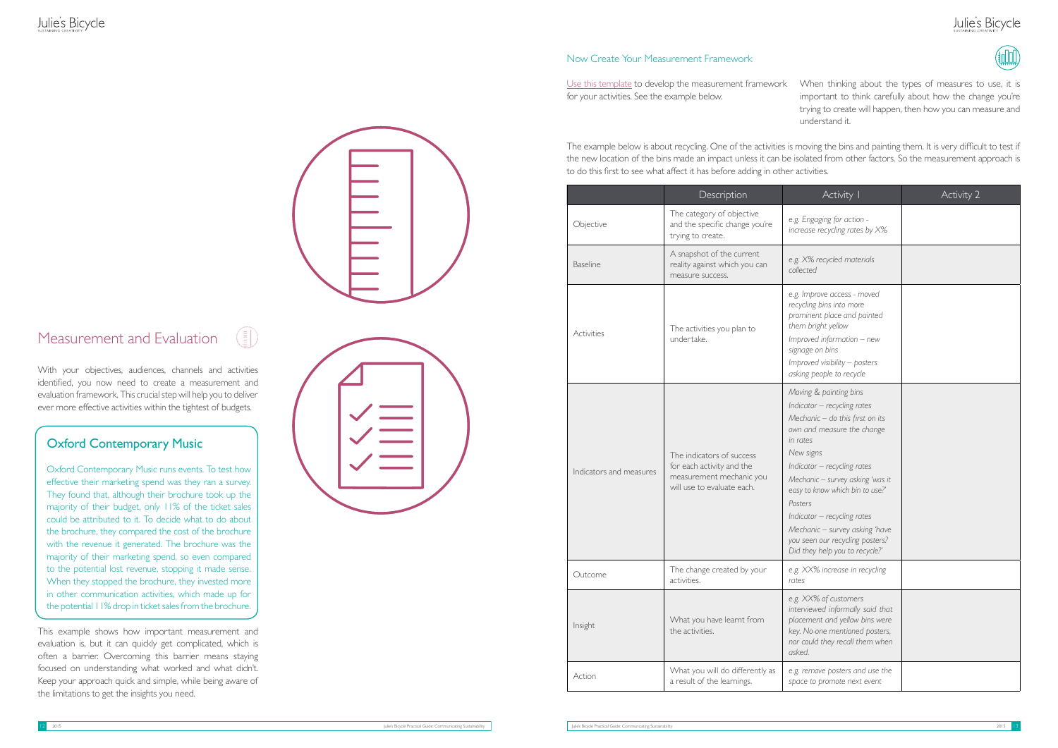# Measurement and Evaluation

With your objectives, audiences, channels and activities identified, you now need to create a measurement and evaluation framework. This crucial step will help you to deliver ever more effective activities within the tightest of budgets.

## Oxford Contemporary Music

Oxford Contemporary Music runs events. To test how effective their marketing spend was they ran a survey. They found that, although their brochure took up the majority of their budget, only 11% of the ticket sales could be attributed to it. To decide what to do about the brochure, they compared the cost of the brochure with the revenue it generated. The brochure was the majority of their marketing spend, so even compared to the potential lost revenue, stopping it made sense. When they stopped the brochure, they invested more in other communication activities, which made up for the potential 11% drop in ticket sales from the brochure.

This example shows how important measurement and evaluation is, but it can quickly get complicated, which is often a barrier. Overcoming this barrier means staying focused on understanding what worked and what didn't. Keep your approach quick and simple, while being aware of the limitations to get the insights you need.

## Now Create Your Measurement Framework

Use this template to develop the measurement framework for your activities. See the example below.

When thinking about the types of measures to use, it is important to think carefully about how the change you're trying to create will happen, then how you can measure and understand it.

The example below is about recycling. One of the activities is moving the bins and painting them. It is very difficult to test if the new location of the bins made an impact unless it can be isolated from other factors. So the measurement approach is to do this first to see what affect it has before adding in other activities.

| | Description | Activity 1 | Activity 2 |
|---|---|---|---|
| Objective | The category of objective and the specific change you're trying to create. | *e.g. Engaging for action - increase recycling rates by X%* | |
| Baseline | A snapshot of the current reality against which you can measure success. | *e.g. X% recycled materials collected* | |
| Activities | The activities you plan to undertake. | *e.g. Improve access - moved recycling bins into more prominent place and painted them bright yellow*<br>*Improved information – new signage on bins*<br>*Improved visibility – posters asking people to recycle* | |
| Indicators and measures | The indicators of success for each activity and the measurement mechanic you will use to evaluate each. | *Moving & painting bins*<br>*Indicator – recycling rates*<br>*Mechanic – do this first on its own and measure the change in rates*<br>*New signs*<br>*Indicator – recycling rates*<br>*Mechanic – survey asking 'was it easy to know which bin to use?'*<br>*Posters*<br>*Indicator – recycling rates*<br>*Mechanic – survey asking 'have you seen our recycling posters? Did they help you to recycle?'* | |
| Outcome | The change created by your activities. | *e.g. XX% increase in recycling rates* | |
| Insight | What you have learnt from the activities. | *e.g. XX% of customers interviewed informally said that placement and yellow bins were key. No-one mentioned posters, nor could they recall them when asked.* | |
| Action | What you will do differently as a result of the learnings. | *e.g. remove posters and use the space to promote next event* | |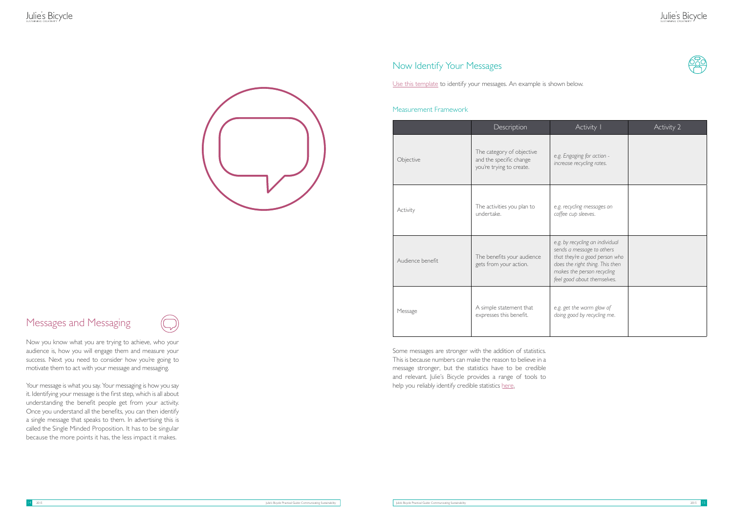## Messages and Messaging

Now you know what you are trying to achieve, who your audience is, how you will engage them and measure your success. Next you need to consider how you're going to motivate them to act with your message and messaging.

Your message is what you say. Your messaging is how you say it. Identifying your message is the first step, which is all about understanding the benefit people get from your activity. Once you understand all the benefits, you can then identify a single message that speaks to them. In advertising this is called the Single Minded Proposition. It has to be singular because the more points it has, the less impact it makes.

## Now Identify Your Messages

Use this template to identify your messages. An example is shown below.

### Measurement Framework

| | Description | Activity 1 | Activity 2 |
|---|---|---|---|
| Objective | The category of objective and the specific change you're trying to create. | *e.g. Engaging for action - increase recycling rates.* | |
| Activity | The activities you plan to undertake. | *e.g. recycling messages on coffee cup sleeves.* | |
| Audience benefit | The benefits your audience gets from your action. | *e.g. by recycling an individual sends a message to others that they're a good person who does the right thing. This then makes the person recycling feel good about themselves.* | |
| Message | A simple statement that expresses this benefit. | *e.g. get the warm glow of doing good by recycling me.* | |

Some messages are stronger with the addition of statistics. This is because numbers can make the reason to believe in a message stronger, but the statistics have to be credible and relevant. Julie's Bicycle provides a range of tools to help you reliably identify credible statistics here.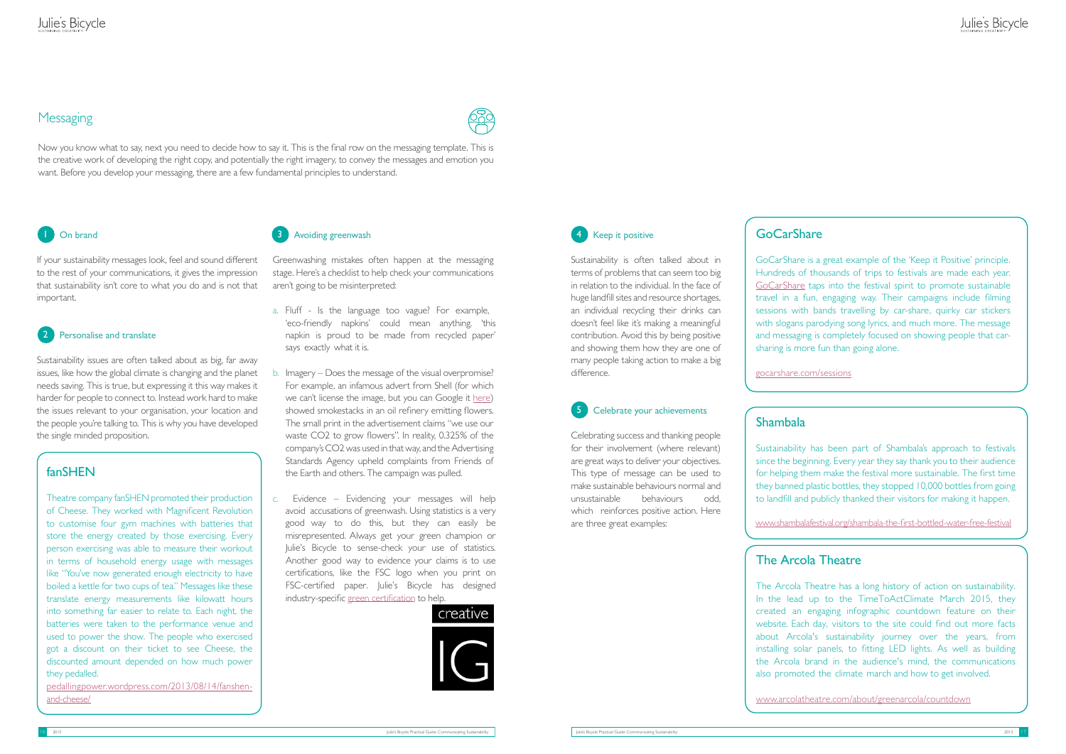## Messaging

Now you know what to say, next you need to decide how to say it. This is the final row on the messaging template. This is the creative work of developing the right copy, and potentially the right imagery, to convey the messages and emotion you want. Before you develop your messaging, there are a few fundamental principles to understand.

### 1 On brand

If your sustainability messages look, feel and sound different to the rest of your communications, it gives the impression that sustainability isn't core to what you do and is not that important.

### 2 Personalise and translate

Sustainability issues are often talked about as big, far away issues, like how the global climate is changing and the planet needs saving. This is true, but expressing it this way makes it harder for people to connect to. Instead work hard to make the issues relevant to your organisation, your location and the people you're talking to. This is why you have developed the single minded proposition.

### fanSHEN

Theatre company fanSHEN promoted their production of Cheese. They worked with Magnificent Revolution to customise four gym machines with batteries that store the energy created by those exercising. Every person exercising was able to measure their workout in terms of household energy usage with messages like "You've now generated enough electricity to have boiled a kettle for two cups of tea." Messages like these translate energy measurements like kilowatt hours into something far easier to relate to. Each night, the batteries were taken to the performance venue and used to power the show. The people who exercised got a discount on their ticket to see Cheese, the discounted amount depended on how much power they pedalled.

pedallingpower.wordpress.com/2013/08/14/fanshen-and-cheese/

### 3 Avoiding greenwash

Greenwashing mistakes often happen at the messaging stage. Here's a checklist to help check your communications aren't going to be misinterpreted:

a. Fluff - Is the language too vague? For example, 'eco-friendly napkins' could mean anything. 'this napkin is proud to be made from recycled paper' says exactly what it is.

b. Imagery – Does the message of the visual overpromise? For example, an infamous advert from Shell (for which we can't license the image, but you can Google it here) showed smokestacks in an oil refinery emitting flowers. The small print in the advertisement claims "we use our waste CO2 to grow flowers". In reality, 0.325% of the company's CO2 was used in that way, and the Advertising Standards Agency upheld complaints from Friends of the Earth and others. The campaign was pulled.

c. Evidence – Evidencing your messages will help avoid accusations of greenwash. Using statistics is a very good way to do this, but they can easily be misrepresented. Always get your green champion or Julie's Bicycle to sense-check your use of statistics. Another good way to evidence your claims is to use certifications, like the FSC logo when you print on FSC-certified paper. Julie's Bicycle has designed industry-specific green certification to help.

creative IG

### 4 Keep it positive

Sustainability is often talked about in terms of problems that can seem too big in relation to the individual. In the face of huge landfill sites and resource shortages, an individual recycling their drinks can doesn't feel like it's making a meaningful contribution. Avoid this by being positive and showing them how they are one of many people taking action to make a big difference.

### 5 Celebrate your achievements

Celebrating success and thanking people for their involvement (where relevant) are great ways to deliver your objectives. This type of message can be used to make sustainable behaviours normal and unsustainable behaviours odd, which reinforces positive action. Here are three great examples:

### GoCarShare

GoCarShare is a great example of the 'Keep it Positive' principle. Hundreds of thousands of trips to festivals are made each year. GoCarShare taps into the festival spirit to promote sustainable travel in a fun, engaging way. Their campaigns include filming sessions with bands travelling by car-share, quirky car stickers with slogans parodying song lyrics, and much more. The message and messaging is completely focused on showing people that car-sharing is more fun than going alone.

gocarshare.com/sessions

### Shambala

Sustainability has been part of Shambala's approach to festivals since the beginning. Every year they say thank you to their audience for helping them make the festival more sustainable. The first time they banned plastic bottles, they stopped 10,000 bottles from going to landfill and publicly thanked their visitors for making it happen.

www.shambalafestival.org/shambala-the-first-bottled-water-free-festival

### The Arcola Theatre

The Arcola Theatre has a long history of action on sustainability. In the lead up to the TimeToActClimate March 2015, they created an engaging infographic countdown feature on their website. Each day, visitors to the site could find out more facts about Arcola's sustainability journey over the years, from installing solar panels, to fitting LED lights. As well as building the Arcola brand in the audience's mind, the communications also promoted the climate march and how to get involved.

www.arcolatheatre.com/about/greenarcola/countdown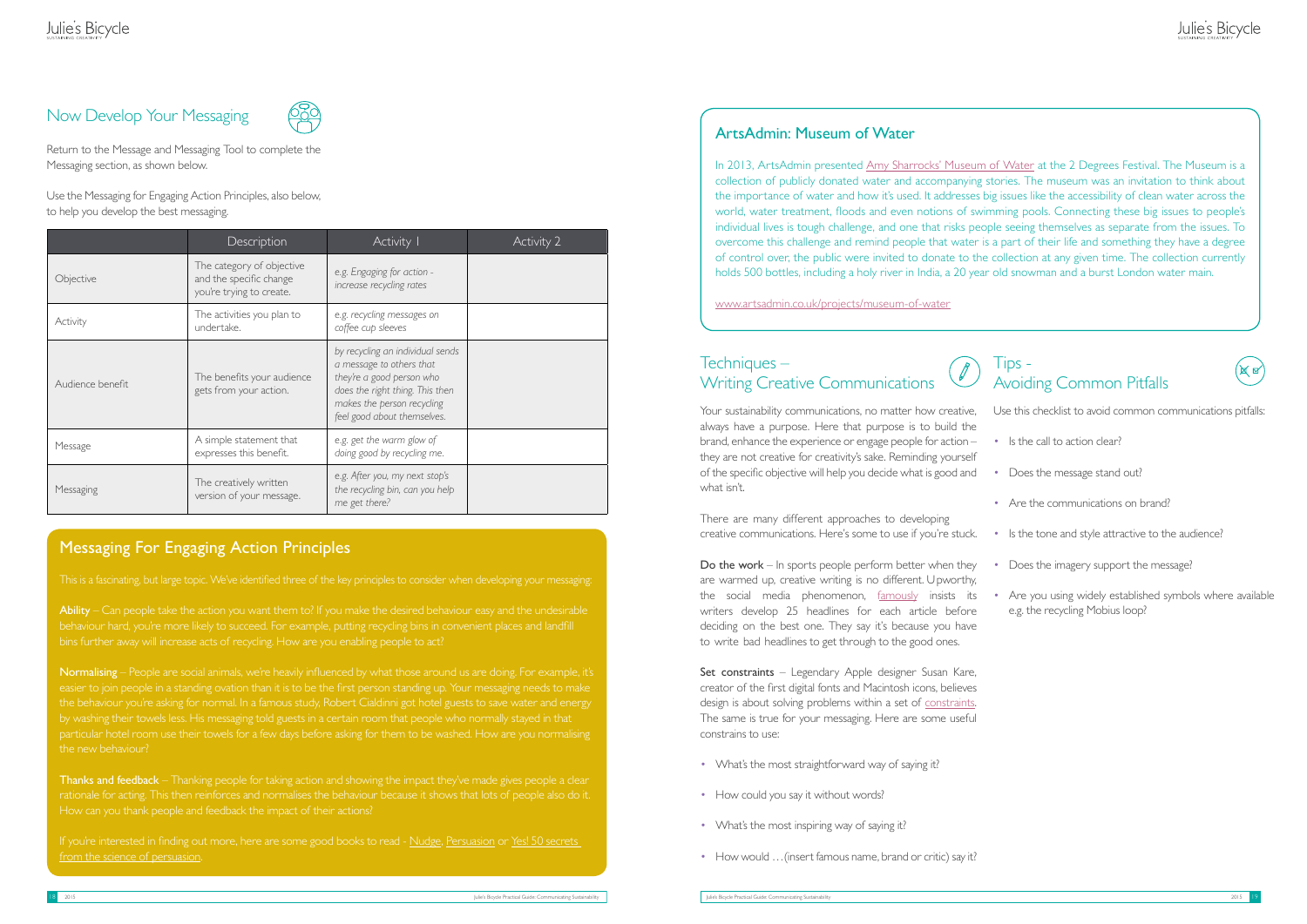## Now Develop Your Messaging

Return to the Message and Messaging Tool to complete the Messaging section, as shown below.

Use the Messaging for Engaging Action Principles, also below, to help you develop the best messaging.

| | Description | Activity 1 | Activity 2 |
|---|---|---|---|
| Objective | The category of objective and the specific change you're trying to create. | *e.g. Engaging for action - increase recycling rates* | |
| Activity | The activities you plan to undertake. | *e.g. recycling messages on coffee cup sleeves* | |
| Audience benefit | The benefits your audience gets from your action. | *by recycling an individual sends a message to others that they're a good person who does the right thing. This then makes the person recycling feel good about themselves.* | |
| Message | A simple statement that expresses this benefit. | *e.g. get the warm glow of doing good by recycling me.* | |
| Messaging | The creatively written version of your message. | *e.g. After you, my next stop's the recycling bin, can you help me get there?* | |

## Messaging For Engaging Action Principles

This is a fascinating, but large topic. We've identified three of the key principles to consider when developing your messaging:

**Ability** – Can people take the action you want them to? If you make the desired behaviour easy and the undesirable behaviour hard, you're more likely to succeed. For example, putting recycling bins in convenient places and landfill bins further away will increase acts of recycling. How are you enabling people to act?

**Normalising** – People are social animals, we're heavily influenced by what those around us are doing. For example, it's easier to join people in a standing ovation than it is to be the first person standing up. Your messaging needs to make the behaviour you're asking for normal. In a famous study, Robert Cialdinni got hotel guests to save water and energy by washing their towels less. His messaging told guests in a certain room that people who normally stayed in that particular hotel room use their towels for a few days before asking for them to be washed. How are you normalising the new behaviour?

**Thanks and feedback** – Thanking people for taking action and showing the impact they've made gives people a clear rationale for acting. This then reinforces and normalises the behaviour because it shows that lots of people also do it. How can you thank people and feedback the impact of their actions?

If you're interested in finding out more, here are some good books to read - Nudge, Persuasion or Yes! 50 secrets from the science of persuasion.

## ArtsAdmin: Museum of Water

In 2013, ArtsAdmin presented Amy Sharrocks' Museum of Water at the 2 Degrees Festival. The Museum is a collection of publicly donated water and accompanying stories. The museum was an invitation to think about the importance of water and how it's used. It addresses big issues like the accessibility of clean water across the world, water treatment, floods and even notions of swimming pools. Connecting these big issues to people's individual lives is tough challenge, and one that risks people seeing themselves as separate from the issues. To overcome this challenge and remind people that water is a part of their life and something they have a degree of control over, the public were invited to donate to the collection at any given time. The collection currently holds 500 bottles, including a holy river in India, a 20 year old snowman and a burst London water main.

www.artsadmin.co.uk/projects/museum-of-water

## Techniques – Writing Creative Communications

Your sustainability communications, no matter how creative, always have a purpose. Here that purpose is to build the brand, enhance the experience or engage people for action – they are not creative for creativity's sake. Reminding yourself of the specific objective will help you decide what is good and what isn't.

There are many different approaches to developing creative communications. Here's some to use if you're stuck.

**Do the work** – In sports people perform better when they are warmed up, creative writing is no different. Upworthy, the social media phenomenon, famously insists its writers develop 25 headlines for each article before deciding on the best one. They say it's because you have to write bad headlines to get through to the good ones.

**Set constraints** – Legendary Apple designer Susan Kare, creator of the first digital fonts and Macintosh icons, believes design is about solving problems within a set of constraints. The same is true for your messaging. Here are some useful constrains to use:

- What's the most straightforward way of saying it?
- How could you say it without words?
- What's the most inspiring way of saying it?
- How would …(insert famous name, brand or critic) say it?

## Tips - Avoiding Common Pitfalls

Use this checklist to avoid common communications pitfalls:

- Is the call to action clear?
- Does the message stand out?
- Are the communications on brand?
- Is the tone and style attractive to the audience?
- Does the imagery support the message?
- Are you using widely established symbols where available e.g. the recycling Mobius loop?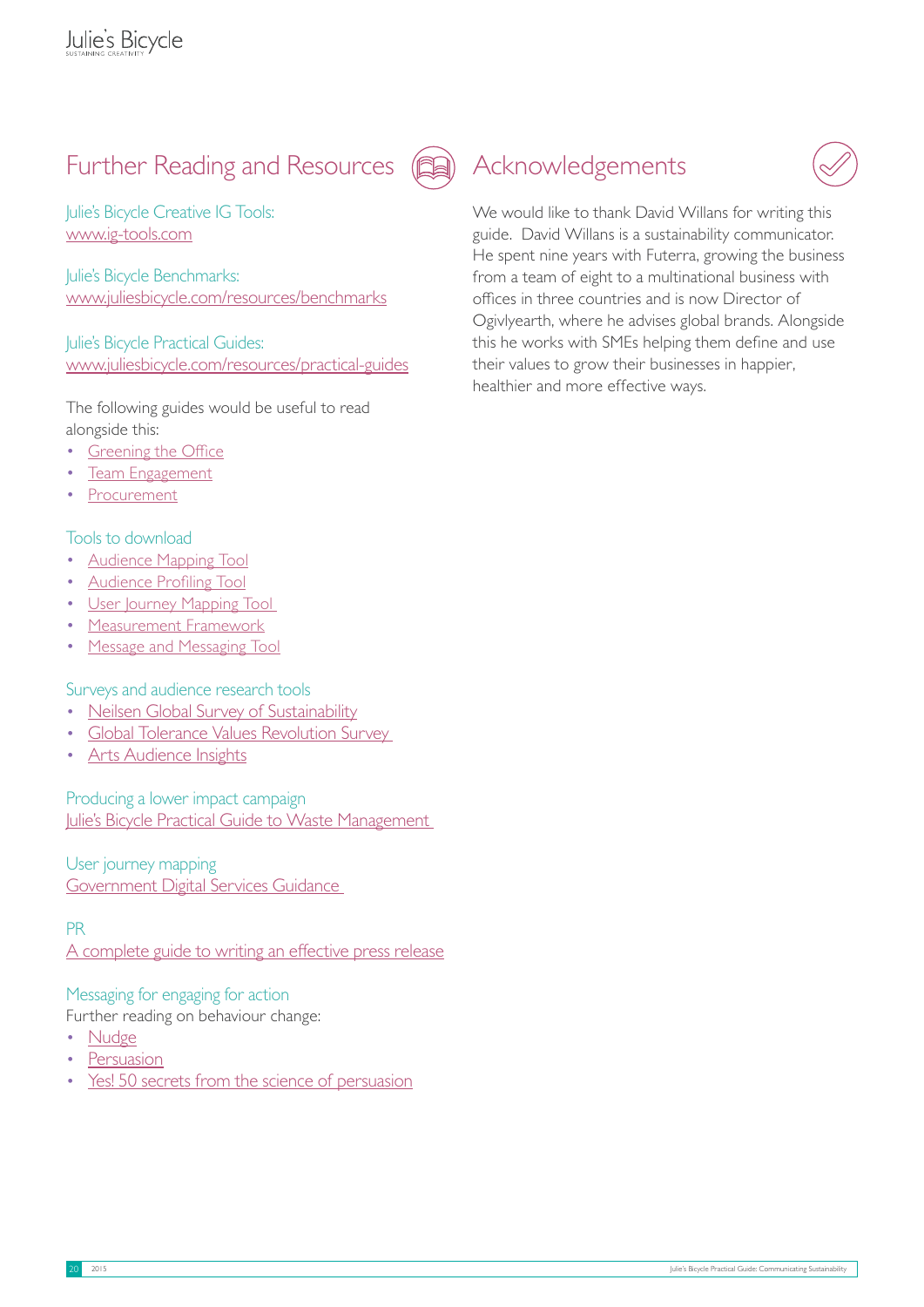## Further Reading and Resources

Julie's Bicycle Creative IG Tools:
www.ig-tools.com

Julie's Bicycle Benchmarks:
www.juliesbicycle.com/resources/benchmarks

Julie's Bicycle Practical Guides:
www.juliesbicycle.com/resources/practical-guides

The following guides would be useful to read alongside this:

- Greening the Office
- Team Engagement
- Procurement

Tools to download

- Audience Mapping Tool
- Audience Profiling Tool
- User Journey Mapping Tool
- Measurement Framework
- Message and Messaging Tool

Surveys and audience research tools

- Neilsen Global Survey of Sustainability
- Global Tolerance Values Revolution Survey
- Arts Audience Insights

Producing a lower impact campaign
Julie's Bicycle Practical Guide to Waste Management

User journey mapping
Government Digital Services Guidance

PR
A complete guide to writing an effective press release

Messaging for engaging for action
Further reading on behaviour change:

- Nudge
- Persuasion
- Yes! 50 secrets from the science of persuasion

## Acknowledgements

We would like to thank David Willans for writing this guide. David Willans is a sustainability communicator. He spent nine years with Futerra, growing the business from a team of eight to a multinational business with offices in three countries and is now Director of Ogivlyearth, where he advises global brands. Alongside this he works with SMEs helping them define and use their values to grow their businesses in happier, healthier and more effective ways.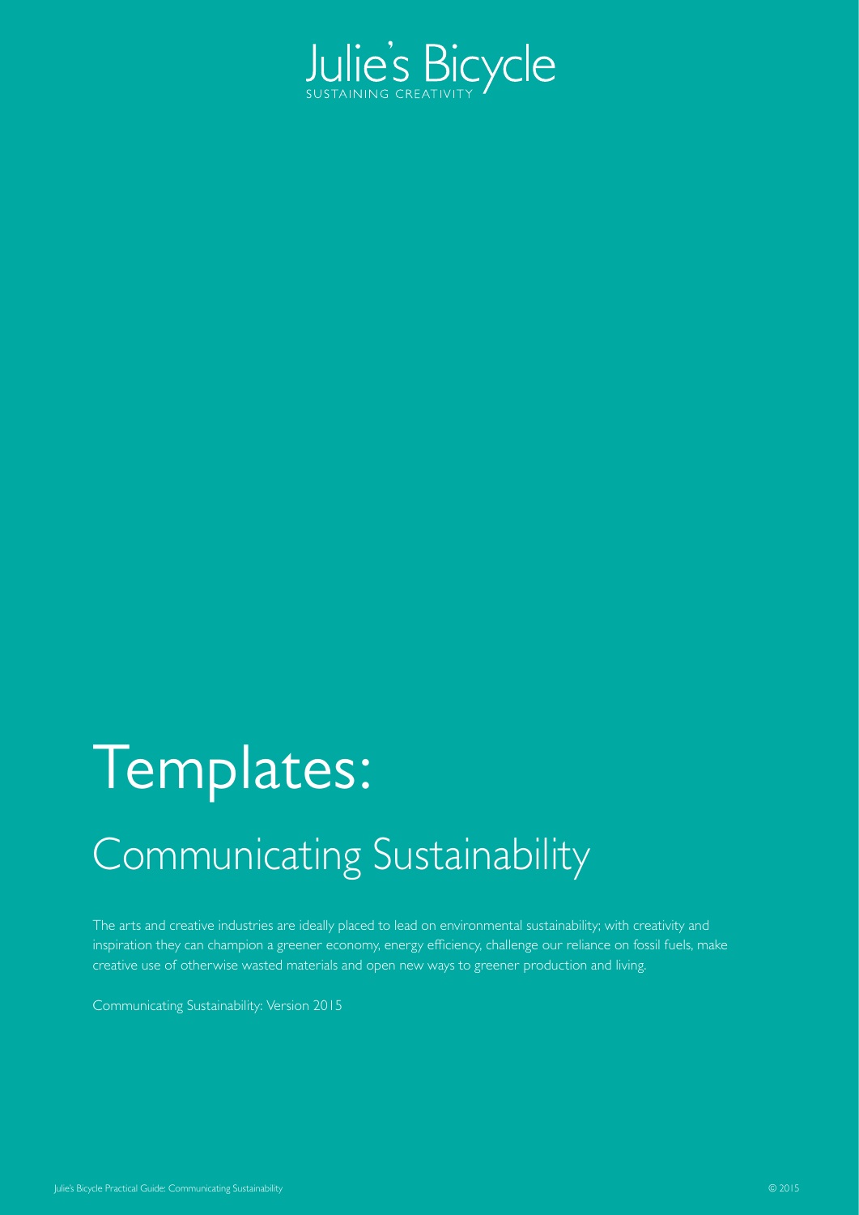Julie's Bicycle

SUSTAINING CREATIVITY

# Templates:

## Communicating Sustainability

The arts and creative industries are ideally placed to lead on environmental sustainability; with creativity and inspiration they can champion a greener economy, energy efficiency, challenge our reliance on fossil fuels, make creative use of otherwise wasted materials and open new ways to greener production and living.

Communicating Sustainability: Version 2015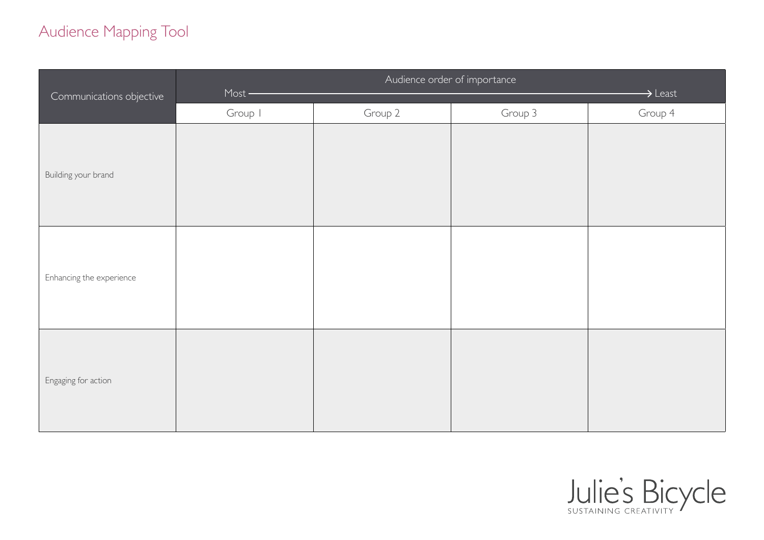# Audience Mapping Tool

| Communications objective | Audience order of importance<br>Most → Least | | | |
|---|---|---|---|---|
| | Group 1 | Group 2 | Group 3 | Group 4 |
| Building your brand | | | | |
| Enhancing the experience | | | | |
| Engaging for action | | | | |

Julie's Bicycle
SUSTAINING CREATIVITY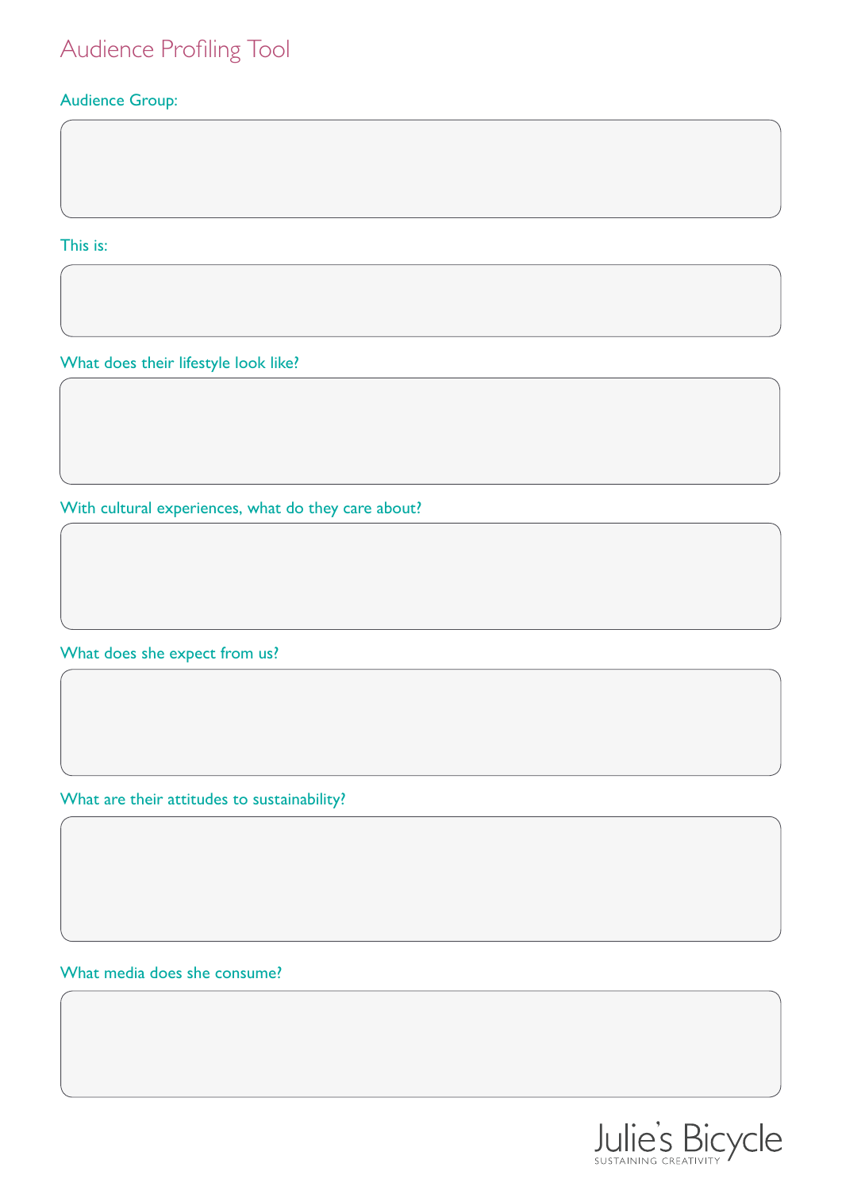# Audience Profiling Tool

Audience Group:

This is:

What does their lifestyle look like?

With cultural experiences, what do they care about?

What does she expect from us?

What are their attitudes to sustainability?

What media does she consume?

Julie's Bicycle
SUSTAINING CREATIVITY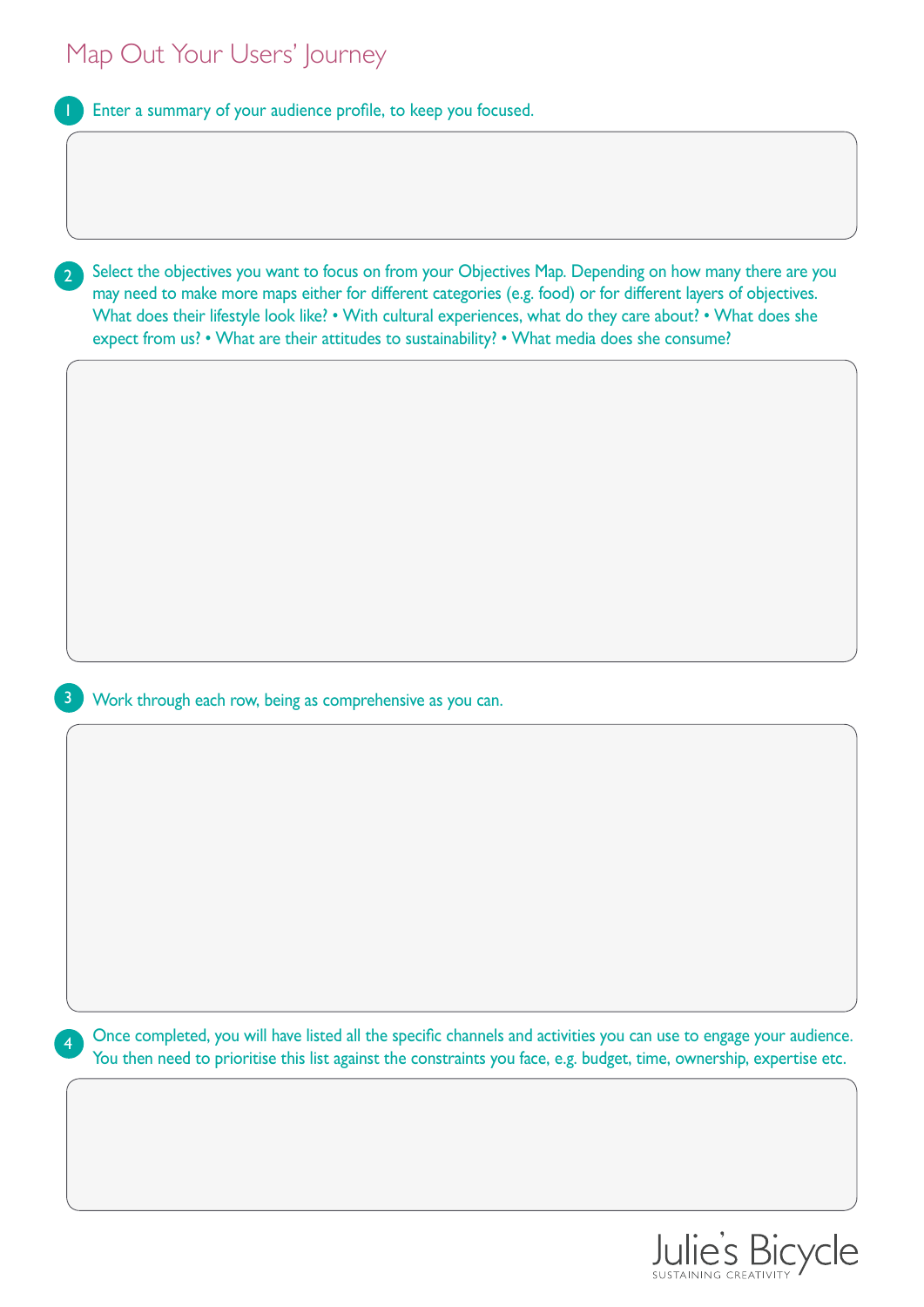# Map Out Your Users' Journey

1. Enter a summary of your audience profile, to keep you focused.

2. Select the objectives you want to focus on from your Objectives Map. Depending on how many there are you may need to make more maps either for different categories (e.g. food) or for different layers of objectives. What does their lifestyle look like? • With cultural experiences, what do they care about? • What does she expect from us? • What are their attitudes to sustainability? • What media does she consume?

3. Work through each row, being as comprehensive as you can.

4. Once completed, you will have listed all the specific channels and activities you can use to engage your audience. You then need to prioritise this list against the constraints you face, e.g. budget, time, ownership, expertise etc.

Julie's Bicycle
SUSTAINING CREATIVITY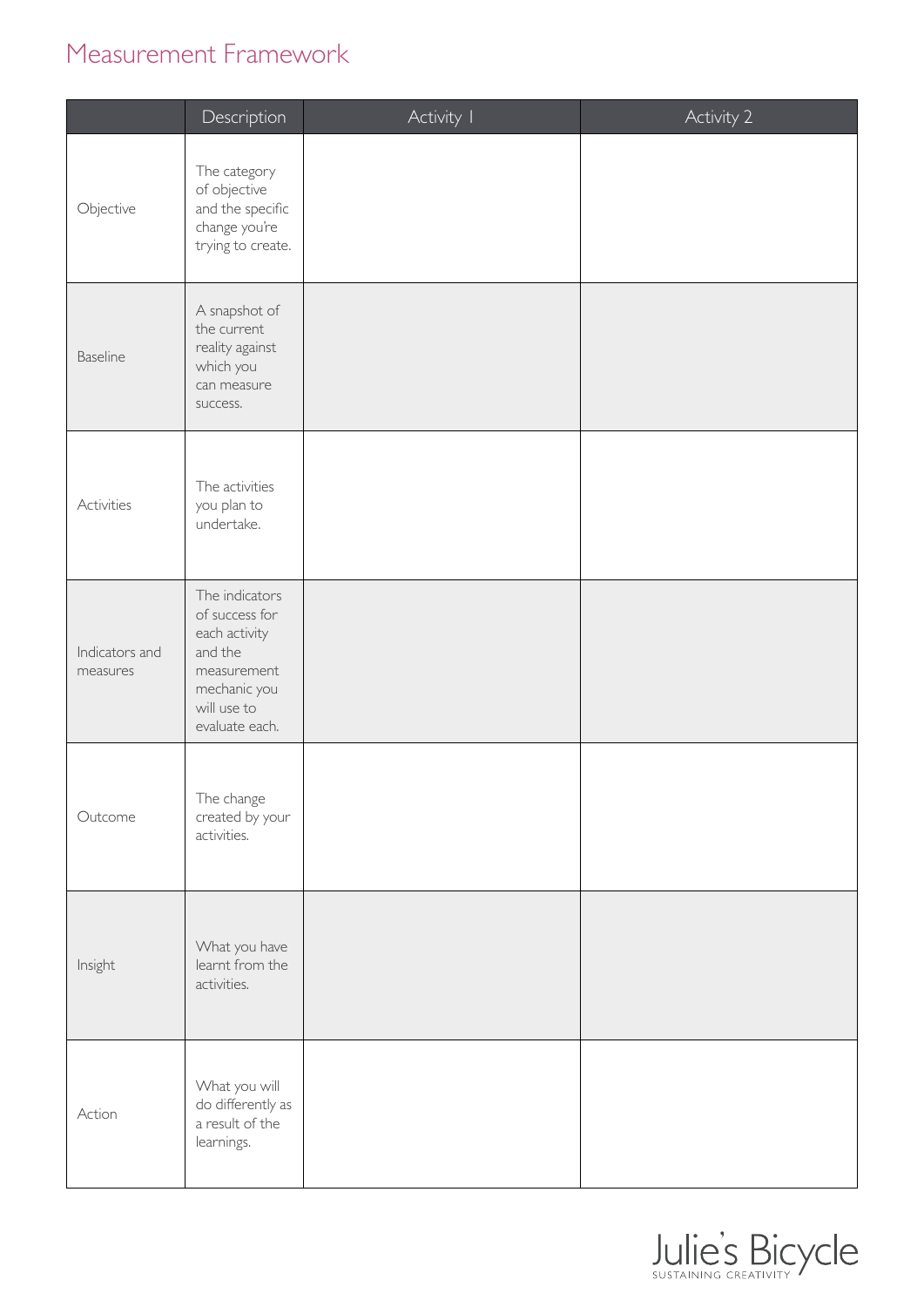# Measurement Framework

| | Description | Activity 1 | Activity 2 |
|---|---|---|---|
| Objective | The category of objective and the specific change you're trying to create. | | |
| Baseline | A snapshot of the current reality against which you can measure success. | | |
| Activities | The activities you plan to undertake. | | |
| Indicators and measures | The indicators of success for each activity and the measurement mechanic you will use to evaluate each. | | |
| Outcome | The change created by your activities. | | |
| Insight | What you have learnt from the activities. | | |
| Action | What you will do differently as a result of the learnings. | | |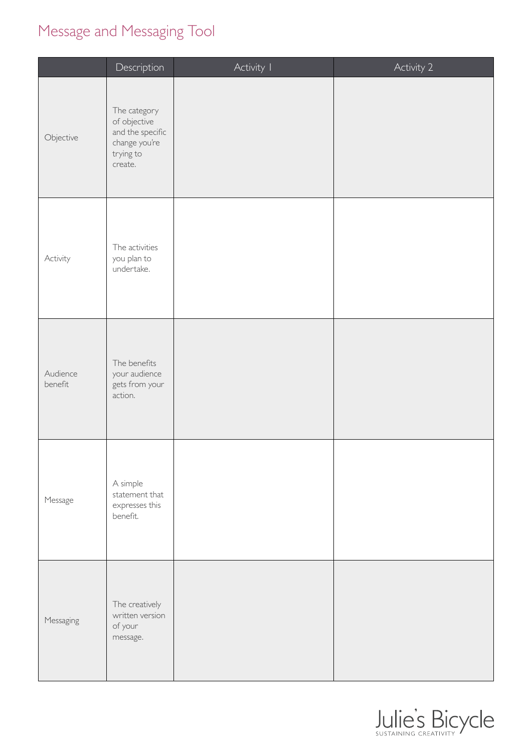# Message and Messaging Tool

| | Description | Activity 1 | Activity 2 |
|---|---|---|---|
| Objective | The category of objective and the specific change you're trying to create. | | |
| Activity | The activities you plan to undertake. | | |
| Audience benefit | The benefits your audience gets from your action. | | |
| Message | A simple statement that expresses this benefit. | | |
| Messaging | The creatively written version of your message. | | |

Julie's Bicycle
SUSTAINING CREATIVITY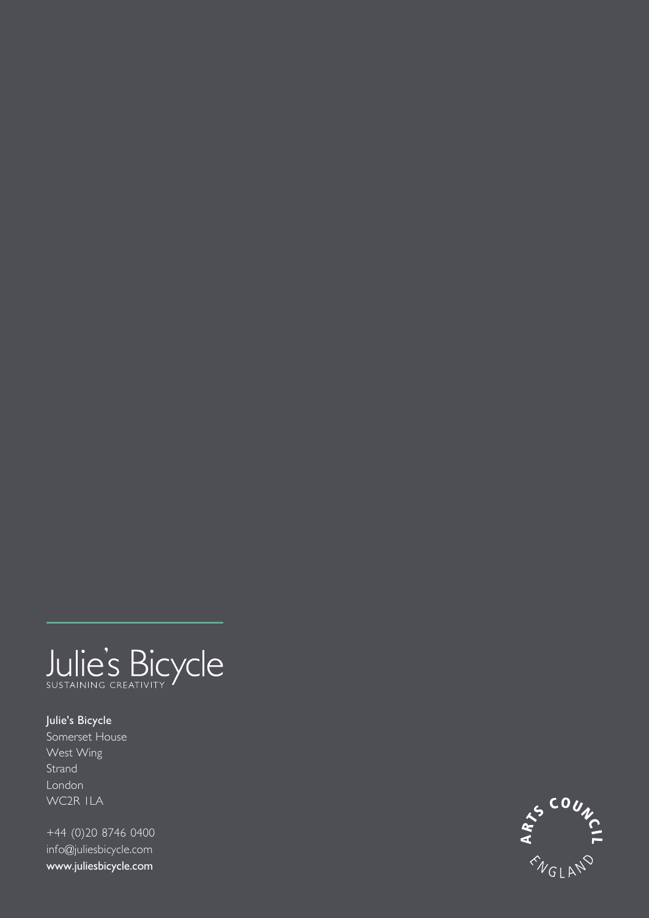Julie's Bicycle
SUSTAINING CREATIVITY

Julie's Bicycle
Somerset House
West Wing
Strand
London
WC2R 1LA

+44 (0)20 8746 0400
info@juliesbicycle.com
www.juliesbicycle.com

ARTS COUNCIL ENGLAND